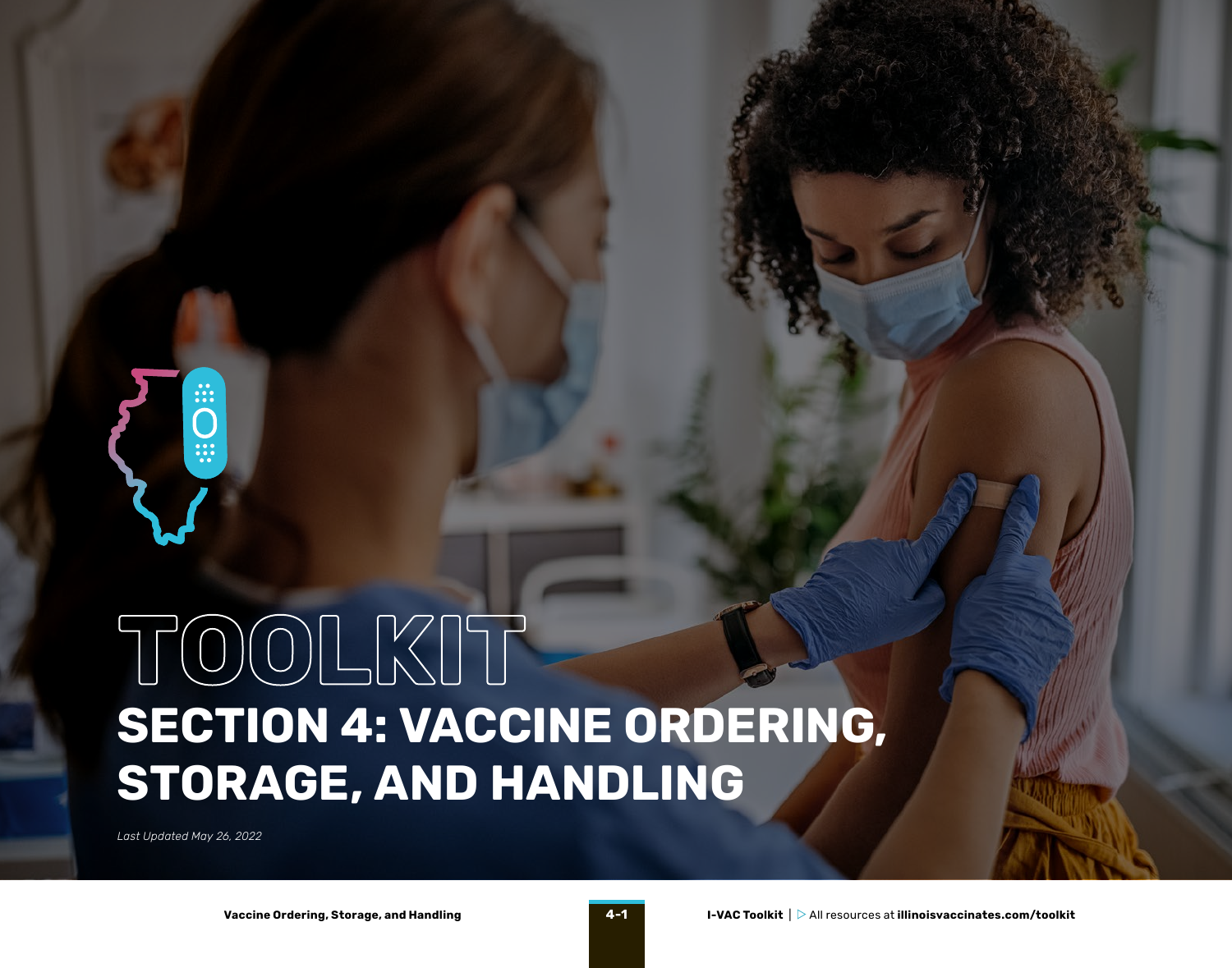# TOOLKIT

## SECTION 4: VACCINE ORDERING, STORAGE, AND HANDLING

*Last Updated May 26, 2022*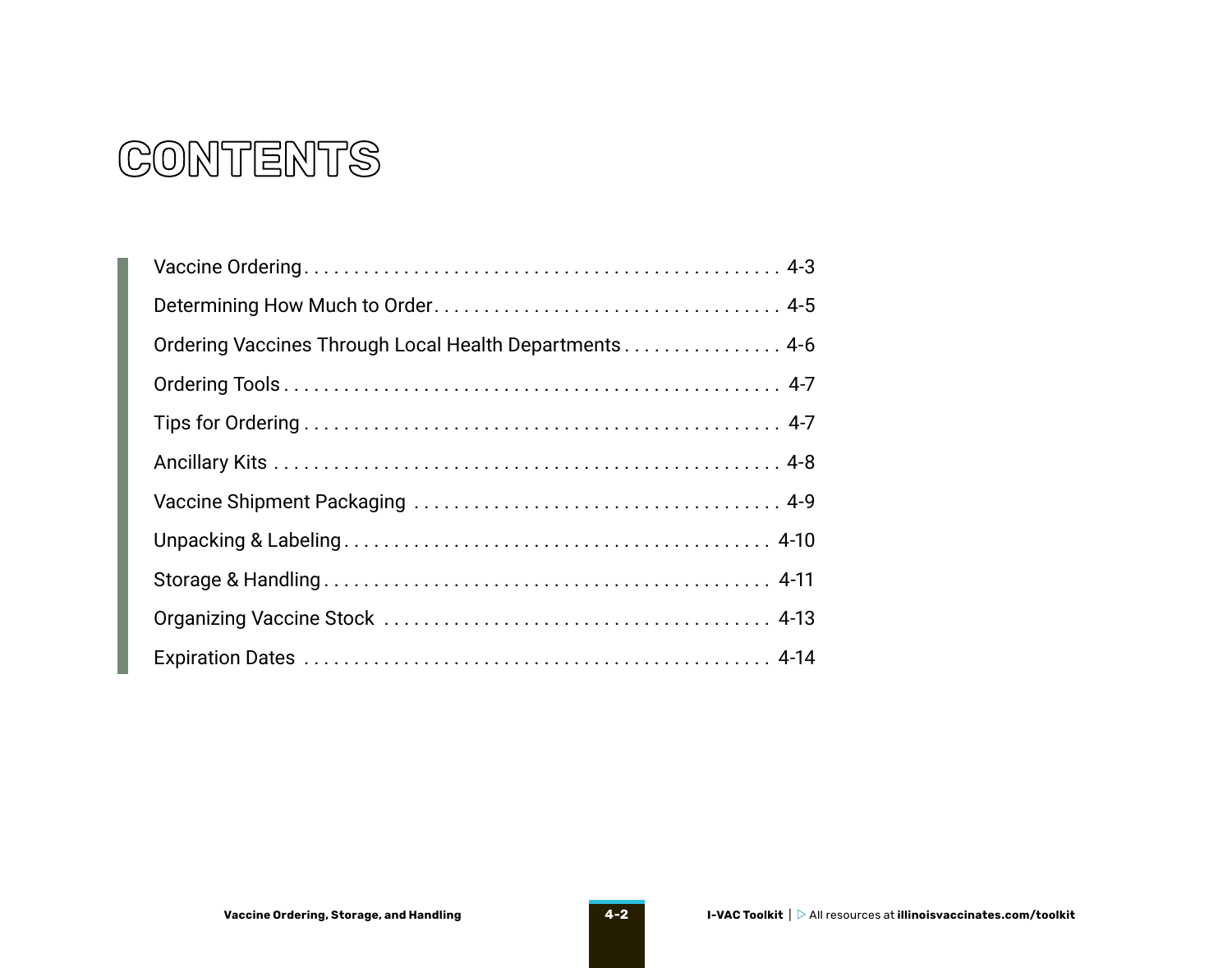# CONTENTS

| | |
|---|---|
| Vaccine Ordering | 4-3 |
| Determining How Much to Order | 4-5 |
| Ordering Vaccines Through Local Health Departments | 4-6 |
| Ordering Tools | 4-7 |
| Tips for Ordering | 4-7 |
| Ancillary Kits | 4-8 |
| Vaccine Shipment Packaging | 4-9 |
| Unpacking & Labeling | 4-10 |
| Storage & Handling | 4-11 |
| Organizing Vaccine Stock | 4-13 |
| Expiration Dates | 4-14 |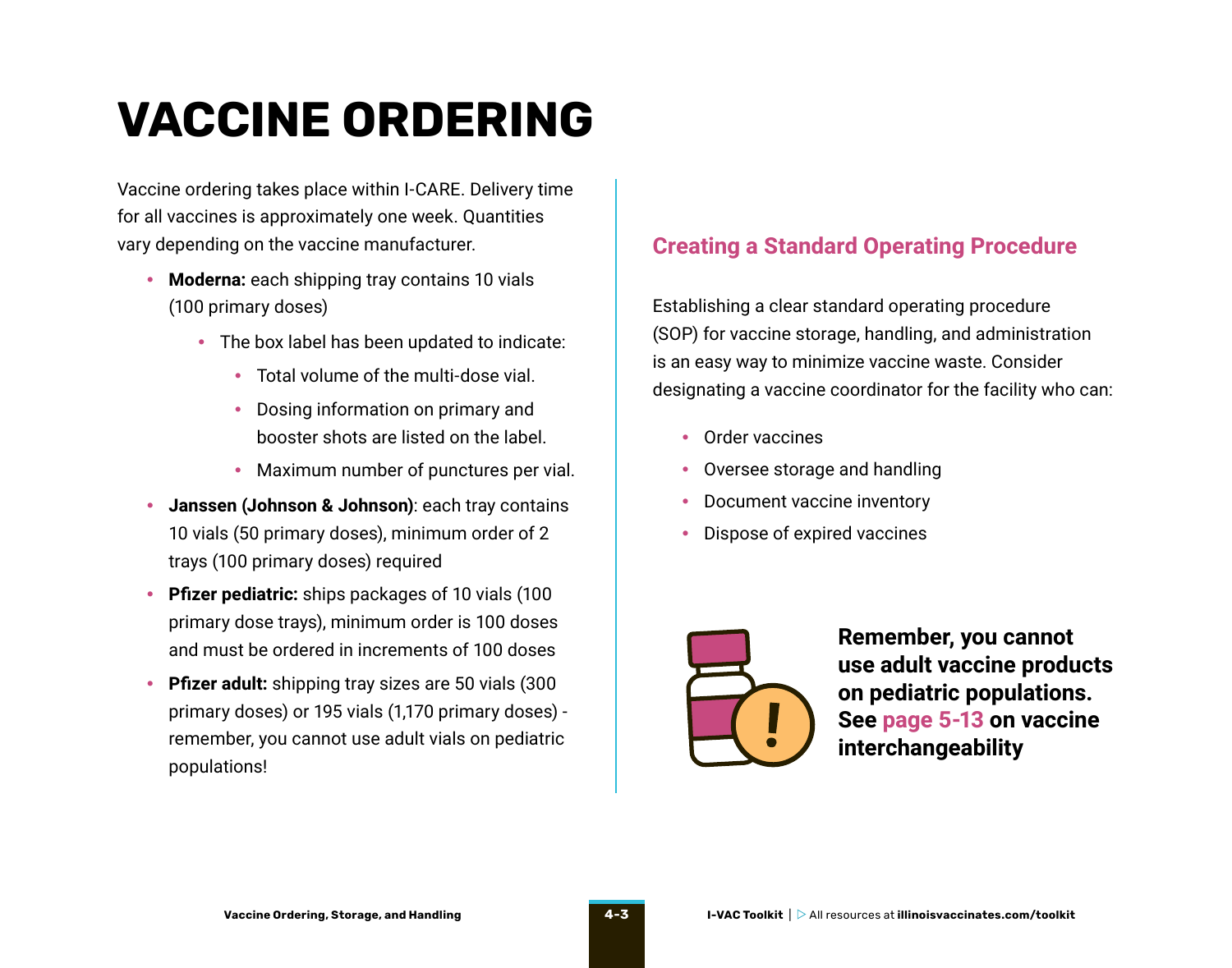# VACCINE ORDERING

Vaccine ordering takes place within I-CARE. Delivery time for all vaccines is approximately one week. Quantities vary depending on the vaccine manufacturer.

- **Moderna:** each shipping tray contains 10 vials (100 primary doses)
  - The box label has been updated to indicate:
    - Total volume of the multi-dose vial.
    - Dosing information on primary and booster shots are listed on the label.
    - Maximum number of punctures per vial.
- **Janssen (Johnson & Johnson)**: each tray contains 10 vials (50 primary doses), minimum order of 2 trays (100 primary doses) required
- **Pfizer pediatric:** ships packages of 10 vials (100 primary dose trays), minimum order is 100 doses and must be ordered in increments of 100 doses
- **Pfizer adult:** shipping tray sizes are 50 vials (300 primary doses) or 195 vials (1,170 primary doses) - remember, you cannot use adult vials on pediatric populations!

## Creating a Standard Operating Procedure

Establishing a clear standard operating procedure (SOP) for vaccine storage, handling, and administration is an easy way to minimize vaccine waste. Consider designating a vaccine coordinator for the facility who can:

- Order vaccines
- Oversee storage and handling
- Document vaccine inventory
- Dispose of expired vaccines

**Remember, you cannot use adult vaccine products on pediatric populations. See page 5-13 on vaccine interchangeability**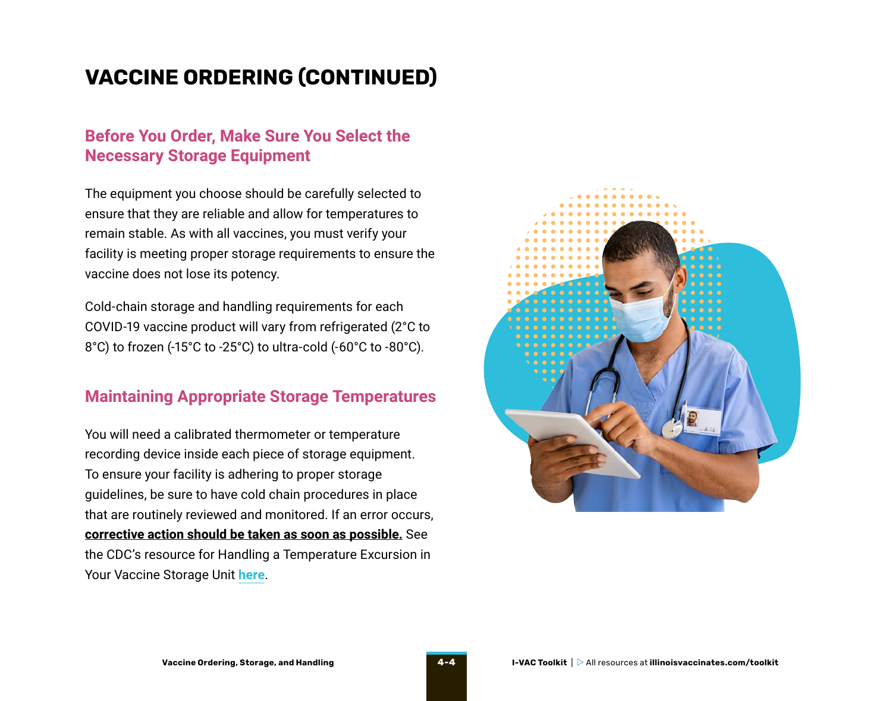# VACCINE ORDERING (CONTINUED)

## Before You Order, Make Sure You Select the Necessary Storage Equipment

The equipment you choose should be carefully selected to ensure that they are reliable and allow for temperatures to remain stable. As with all vaccines, you must verify your facility is meeting proper storage requirements to ensure the vaccine does not lose its potency.

Cold-chain storage and handling requirements for each COVID-19 vaccine product will vary from refrigerated (2°C to 8°C) to frozen (-15°C to -25°C) to ultra-cold (-60°C to -80°C).

## Maintaining Appropriate Storage Temperatures

You will need a calibrated thermometer or temperature recording device inside each piece of storage equipment. To ensure your facility is adhering to proper storage guidelines, be sure to have cold chain procedures in place that are routinely reviewed and monitored. If an error occurs, **corrective action should be taken as soon as possible.** See the CDC's resource for Handling a Temperature Excursion in Your Vaccine Storage Unit **here**.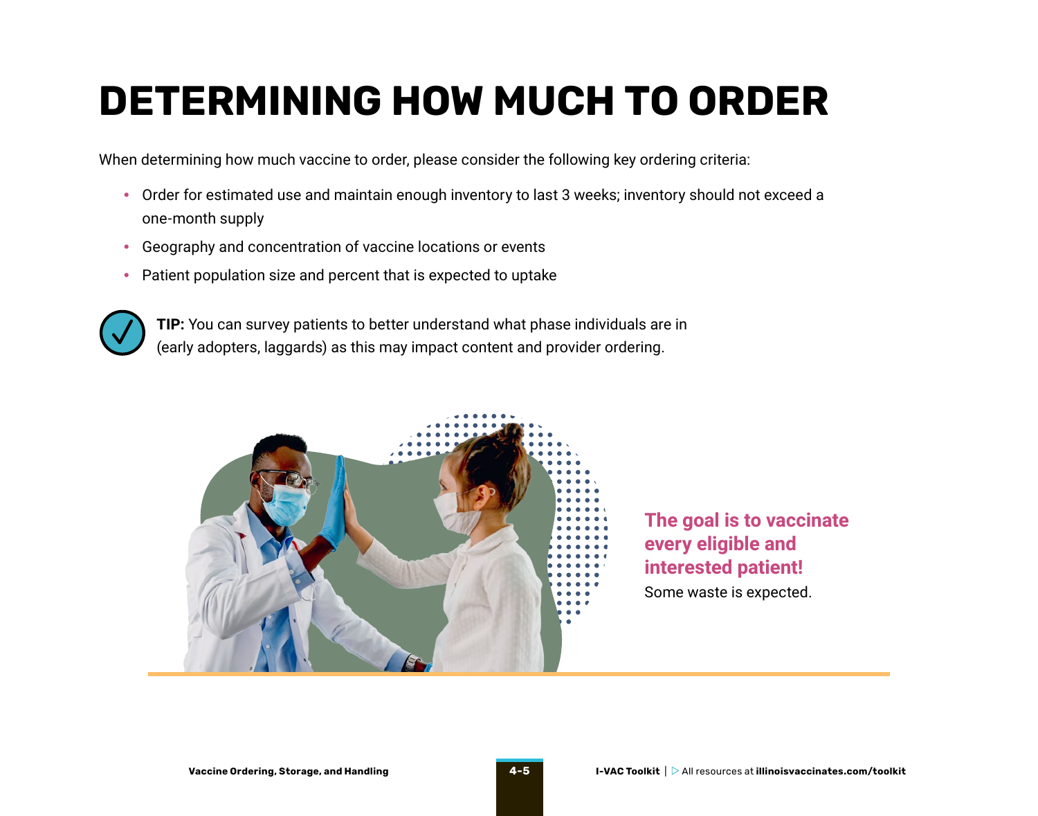# DETERMINING HOW MUCH TO ORDER

When determining how much vaccine to order, please consider the following key ordering criteria:

- Order for estimated use and maintain enough inventory to last 3 weeks; inventory should not exceed a one-month supply
- Geography and concentration of vaccine locations or events
- Patient population size and percent that is expected to uptake

**TIP:** You can survey patients to better understand what phase individuals are in (early adopters, laggards) as this may impact content and provider ordering.

**The goal is to vaccinate every eligible and interested patient!**

Some waste is expected.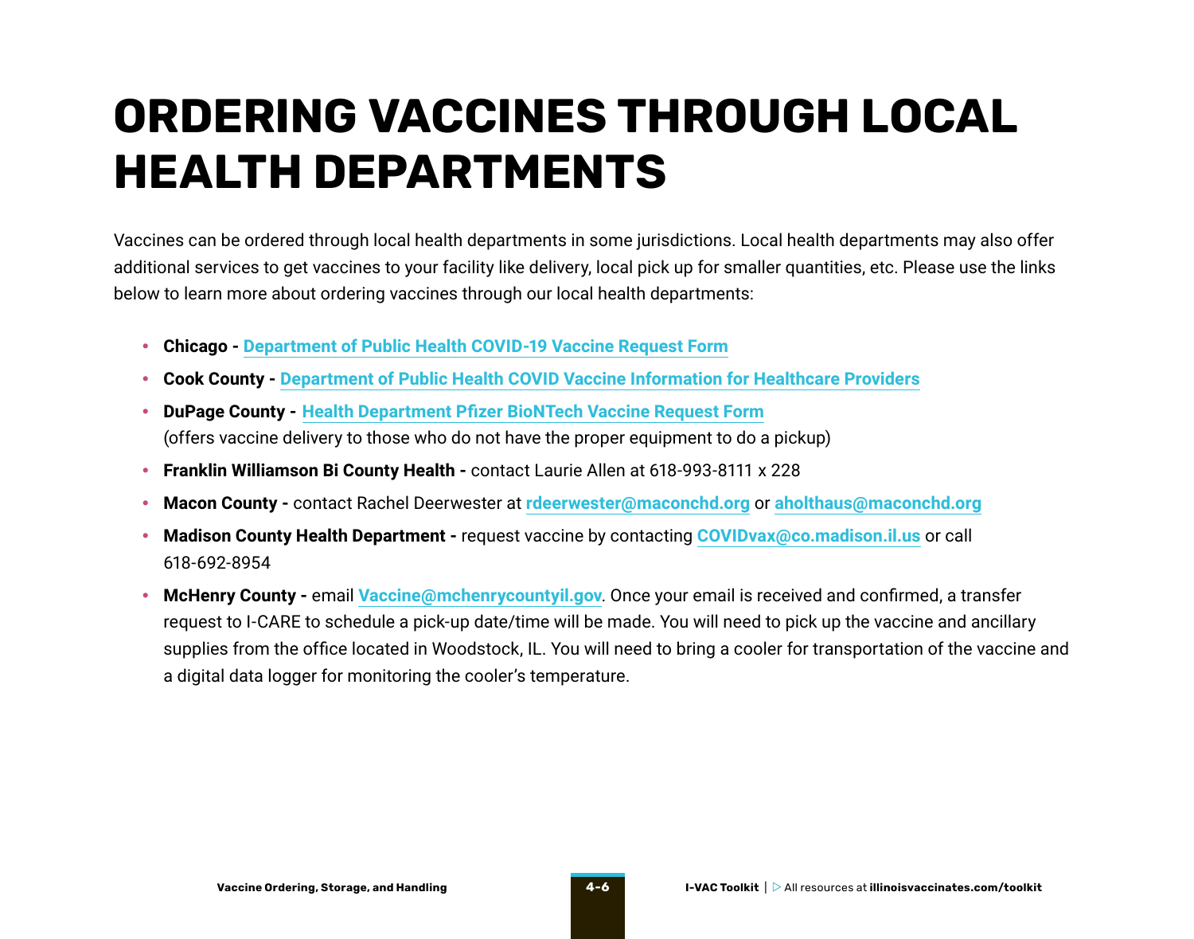# ORDERING VACCINES THROUGH LOCAL HEALTH DEPARTMENTS

Vaccines can be ordered through local health departments in some jurisdictions. Local health departments may also offer additional services to get vaccines to your facility like delivery, local pick up for smaller quantities, etc. Please use the links below to learn more about ordering vaccines through our local health departments:

- **Chicago - Department of Public Health COVID-19 Vaccine Request Form**
- **Cook County - Department of Public Health COVID Vaccine Information for Healthcare Providers**
- **DuPage County - Health Department Pfizer BioNTech Vaccine Request Form** (offers vaccine delivery to those who do not have the proper equipment to do a pickup)
- **Franklin Williamson Bi County Health -** contact Laurie Allen at 618-993-8111 x 228
- **Macon County -** contact Rachel Deerwester at **rdeerwester@maconchd.org** or **aholthaus@maconchd.org**
- **Madison County Health Department -** request vaccine by contacting **COVIDvax@co.madison.il.us** or call 618-692-8954
- **McHenry County -** email **Vaccine@mchenrycountyil.gov**. Once your email is received and confirmed, a transfer request to I-CARE to schedule a pick-up date/time will be made. You will need to pick up the vaccine and ancillary supplies from the office located in Woodstock, IL. You will need to bring a cooler for transportation of the vaccine and a digital data logger for monitoring the cooler's temperature.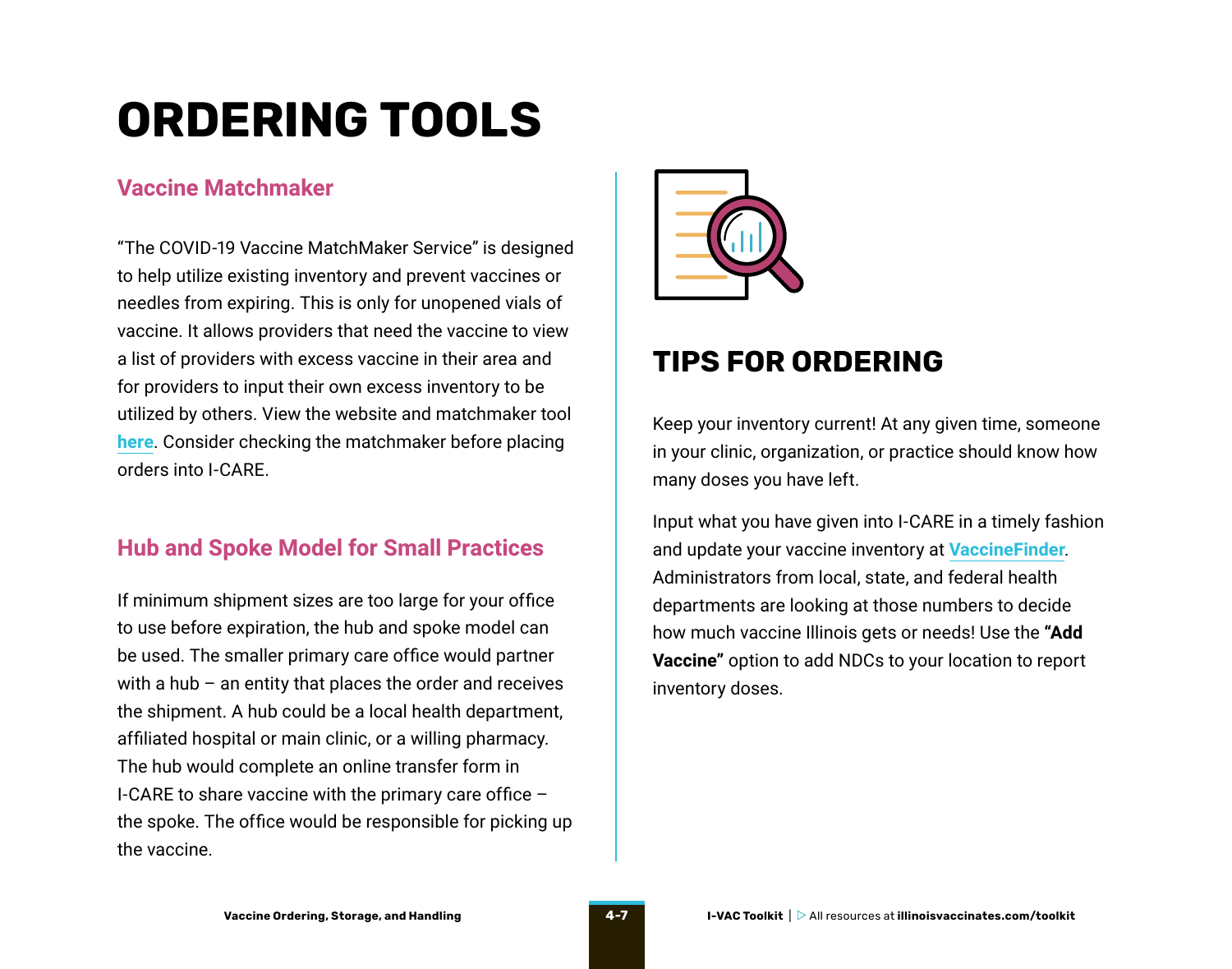# ORDERING TOOLS

## Vaccine Matchmaker

"The COVID-19 Vaccine MatchMaker Service" is designed to help utilize existing inventory and prevent vaccines or needles from expiring. This is only for unopened vials of vaccine. It allows providers that need the vaccine to view a list of providers with excess vaccine in their area and for providers to input their own excess inventory to be utilized by others. View the website and matchmaker tool here. Consider checking the matchmaker before placing orders into I-CARE.

## Hub and Spoke Model for Small Practices

If minimum shipment sizes are too large for your office to use before expiration, the hub and spoke model can be used. The smaller primary care office would partner with a hub – an entity that places the order and receives the shipment. A hub could be a local health department, affiliated hospital or main clinic, or a willing pharmacy. The hub would complete an online transfer form in I-CARE to share vaccine with the primary care office – the spoke. The office would be responsible for picking up the vaccine.

# TIPS FOR ORDERING

Keep your inventory current! At any given time, someone in your clinic, organization, or practice should know how many doses you have left.

Input what you have given into I-CARE in a timely fashion and update your vaccine inventory at VaccineFinder. Administrators from local, state, and federal health departments are looking at those numbers to decide how much vaccine Illinois gets or needs! Use the **"Add Vaccine"** option to add NDCs to your location to report inventory doses.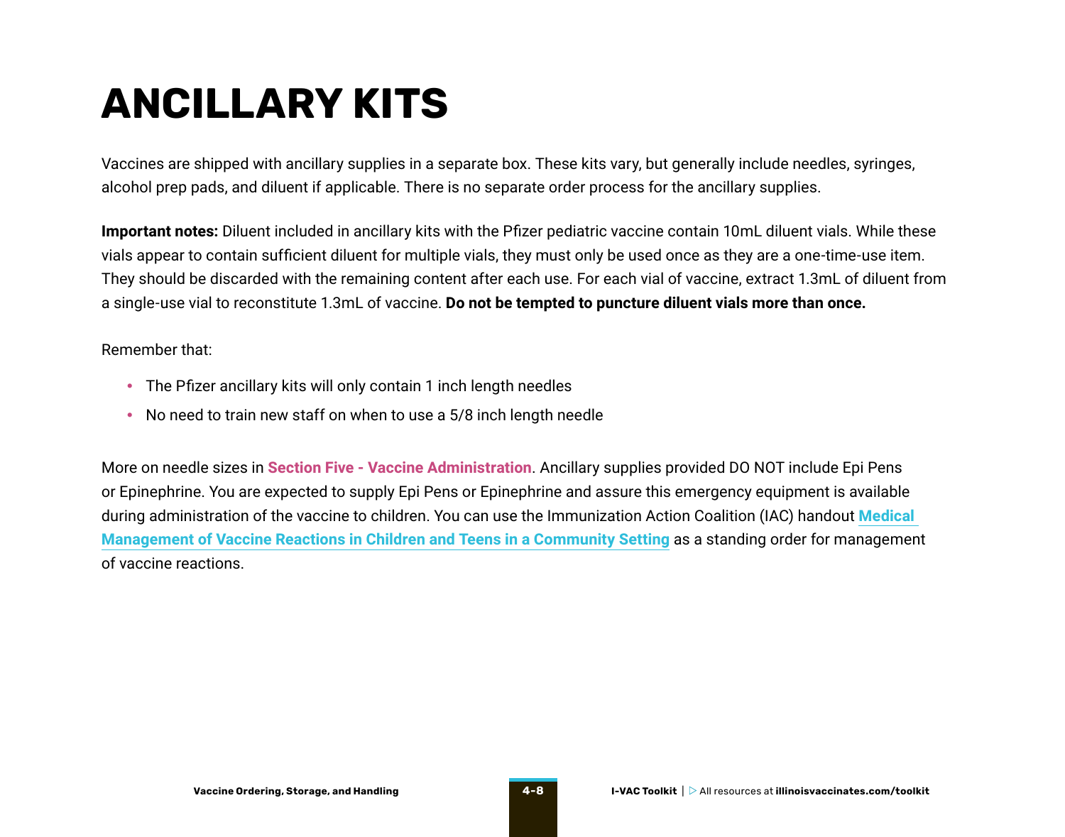# ANCILLARY KITS

Vaccines are shipped with ancillary supplies in a separate box. These kits vary, but generally include needles, syringes, alcohol prep pads, and diluent if applicable. There is no separate order process for the ancillary supplies.

**Important notes:** Diluent included in ancillary kits with the Pfizer pediatric vaccine contain 10mL diluent vials. While these vials appear to contain sufficient diluent for multiple vials, they must only be used once as they are a one-time-use item. They should be discarded with the remaining content after each use. For each vial of vaccine, extract 1.3mL of diluent from a single-use vial to reconstitute 1.3mL of vaccine. **Do not be tempted to puncture diluent vials more than once.**

Remember that:

- The Pfizer ancillary kits will only contain 1 inch length needles
- No need to train new staff on when to use a 5/8 inch length needle

More on needle sizes in **Section Five - Vaccine Administration**. Ancillary supplies provided DO NOT include Epi Pens or Epinephrine. You are expected to supply Epi Pens or Epinephrine and assure this emergency equipment is available during administration of the vaccine to children. You can use the Immunization Action Coalition (IAC) handout **Medical Management of Vaccine Reactions in Children and Teens in a Community Setting** as a standing order for management of vaccine reactions.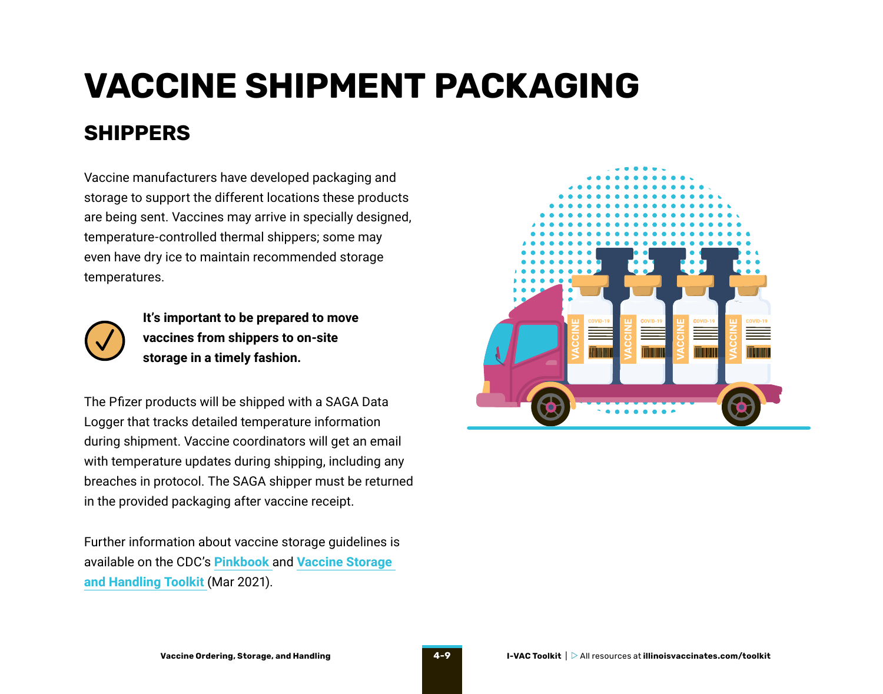# VACCINE SHIPMENT PACKAGING

## SHIPPERS

Vaccine manufacturers have developed packaging and storage to support the different locations these products are being sent. Vaccines may arrive in specially designed, temperature-controlled thermal shippers; some may even have dry ice to maintain recommended storage temperatures.

**It's important to be prepared to move vaccines from shippers to on-site storage in a timely fashion.**

The Pfizer products will be shipped with a SAGA Data Logger that tracks detailed temperature information during shipment. Vaccine coordinators will get an email with temperature updates during shipping, including any breaches in protocol. The SAGA shipper must be returned in the provided packaging after vaccine receipt.

Further information about vaccine storage guidelines is available on the CDC's **Pinkbook** and **Vaccine Storage and Handling Toolkit** (Mar 2021).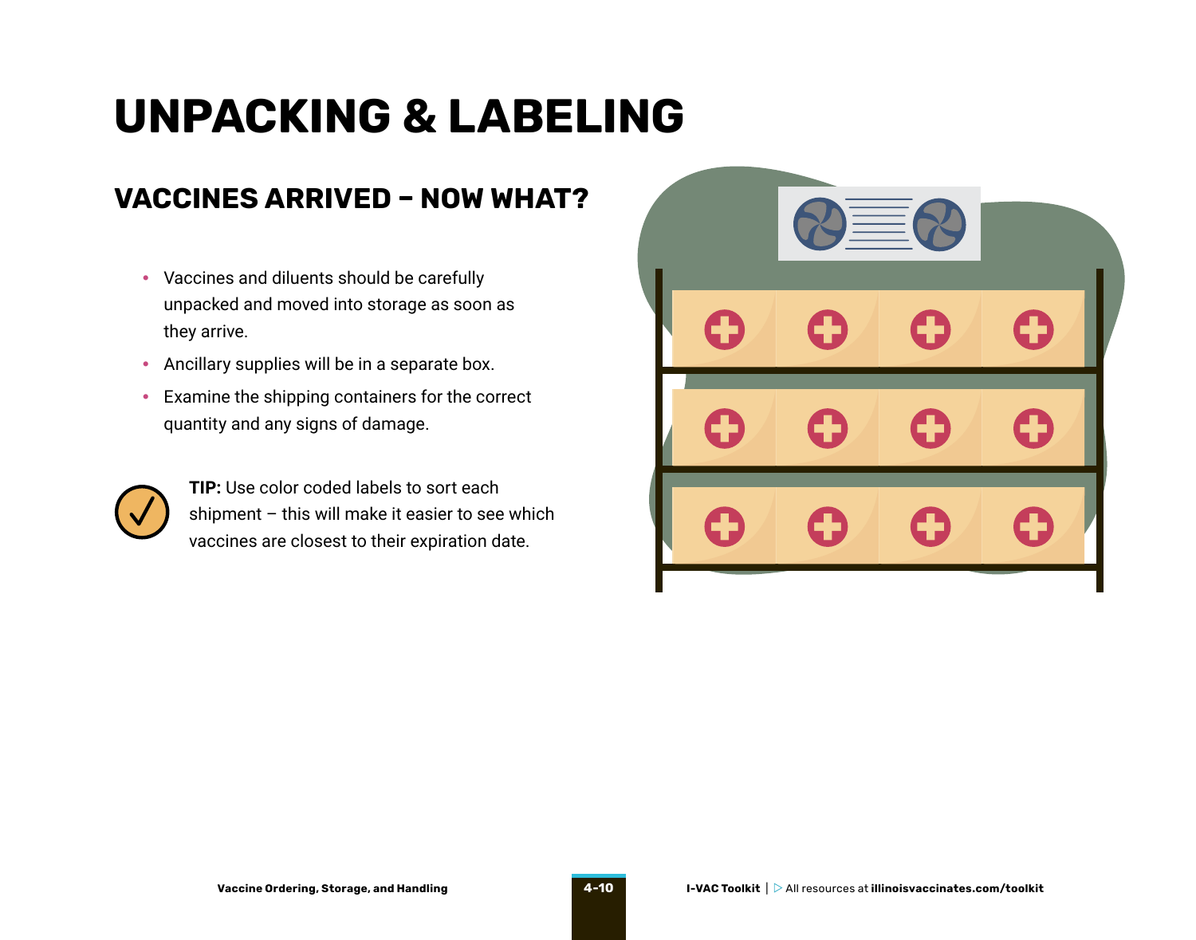# UNPACKING & LABELING

## VACCINES ARRIVED – NOW WHAT?

- Vaccines and diluents should be carefully unpacked and moved into storage as soon as they arrive.
- Ancillary supplies will be in a separate box.
- Examine the shipping containers for the correct quantity and any signs of damage.

**TIP:** Use color coded labels to sort each shipment – this will make it easier to see which vaccines are closest to their expiration date.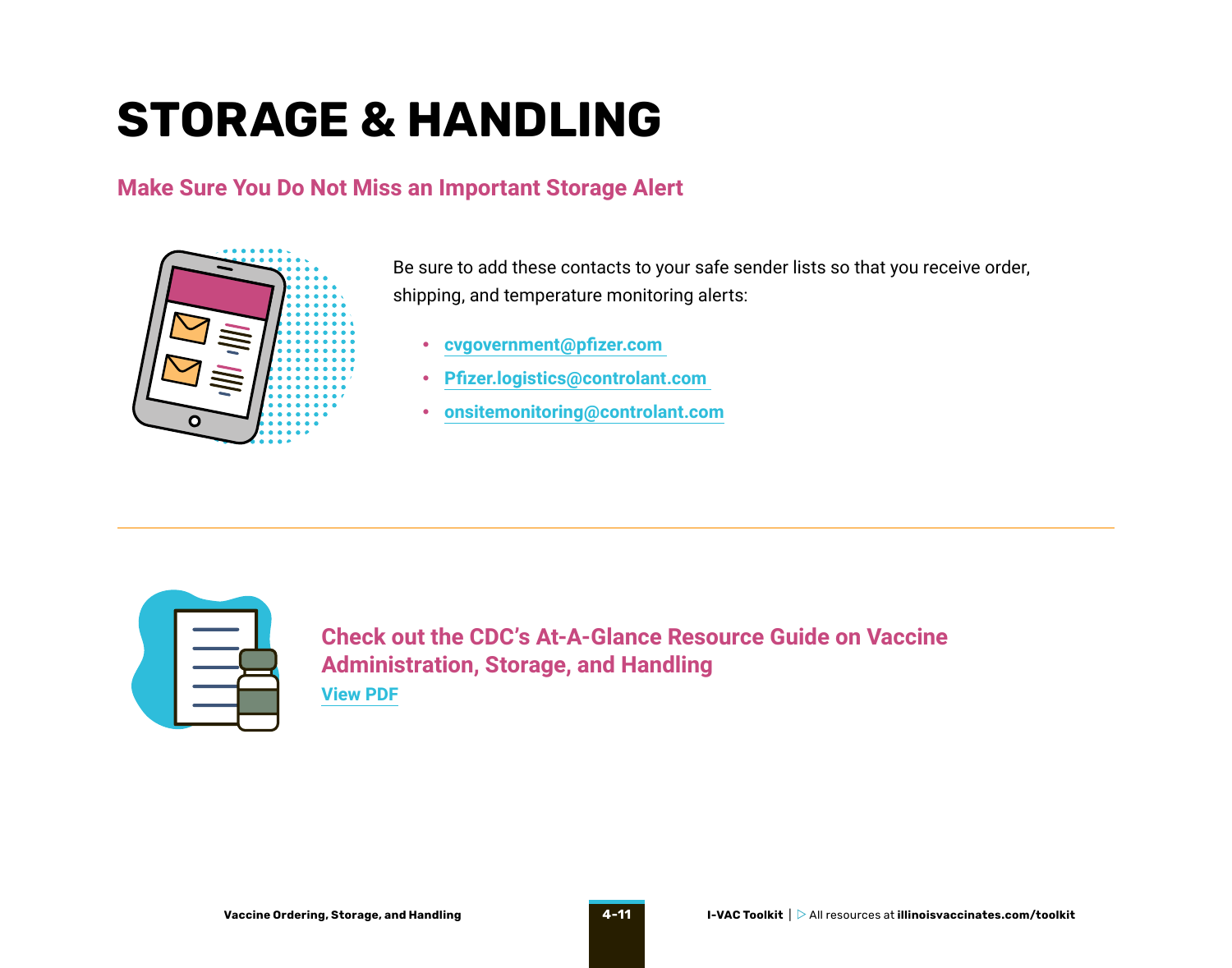# STORAGE & HANDLING

## Make Sure You Do Not Miss an Important Storage Alert

Be sure to add these contacts to your safe sender lists so that you receive order, shipping, and temperature monitoring alerts:

- cvgovernment@pfizer.com
- Pfizer.logistics@controlant.com
- onsitemonitoring@controlant.com

---

### Check out the CDC's At-A-Glance Resource Guide on Vaccine Administration, Storage, and Handling

View PDF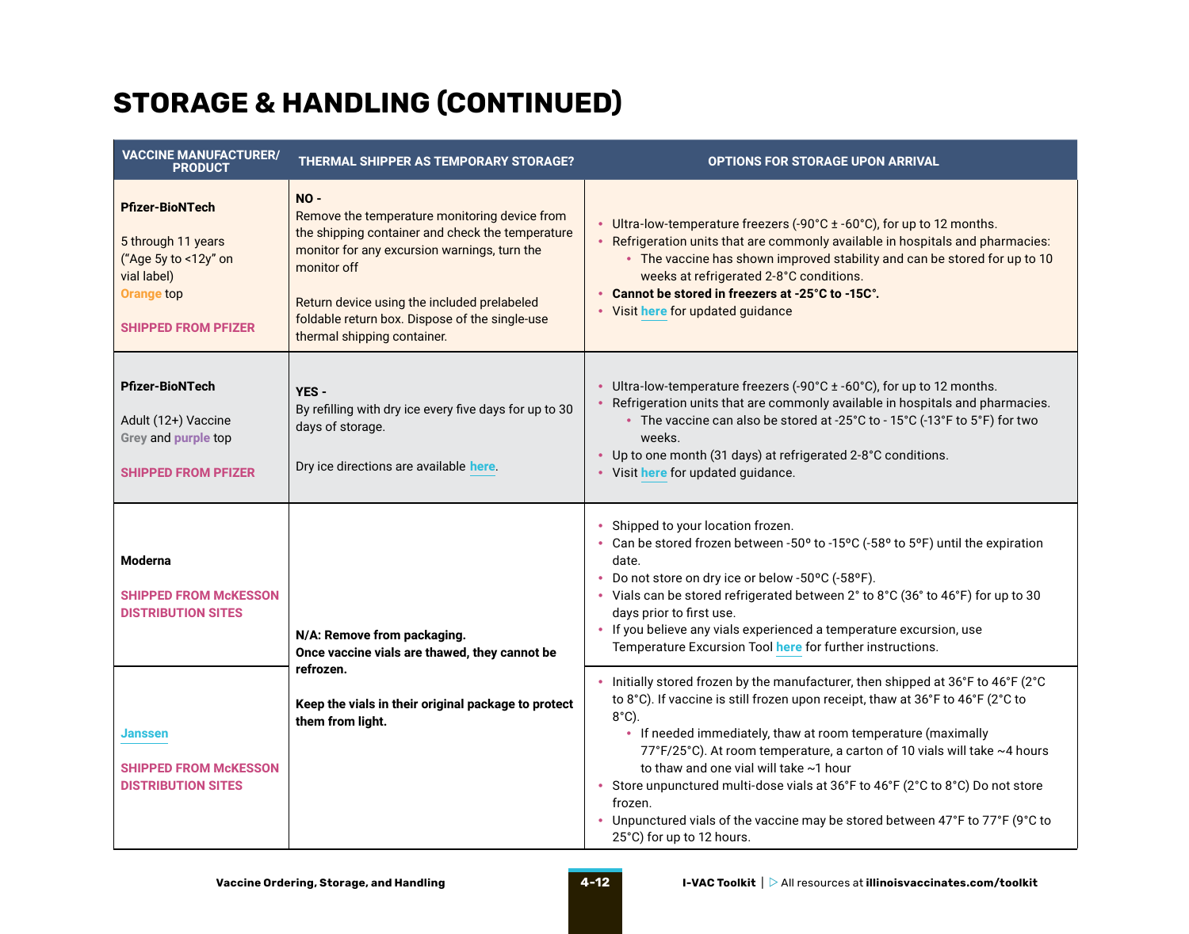# STORAGE & HANDLING (CONTINUED)

| VACCINE MANUFACTURER/ PRODUCT | THERMAL SHIPPER AS TEMPORARY STORAGE? | OPTIONS FOR STORAGE UPON ARRIVAL |
|---|---|---|
| **Pfizer-BioNTech**<br><br>5 through 11 years ("Age 5y to <12y" on vial label) Orange top<br><br>**SHIPPED FROM PFIZER** | **NO -**<br>Remove the temperature monitoring device from the shipping container and check the temperature monitor for any excursion warnings, turn the monitor off<br><br>Return device using the included prelabeled foldable return box. Dispose of the single-use thermal shipping container. | • Ultra-low-temperature freezers (-90°C ± -60°C), for up to 12 months.<br>• Refrigeration units that are commonly available in hospitals and pharmacies:<br>&nbsp;&nbsp;&nbsp;&nbsp;• The vaccine has shown improved stability and can be stored for up to 10 weeks at refrigerated 2-8°C conditions.<br>• **Cannot be stored in freezers at -25°C to -15C°.**<br>• Visit here for updated guidance |
| **Pfizer-BioNTech**<br><br>Adult (12+) Vaccine Grey and purple top<br><br>**SHIPPED FROM PFIZER** | **YES -**<br>By refilling with dry ice every five days for up to 30 days of storage.<br><br>Dry ice directions are available here. | • Ultra-low-temperature freezers (-90°C ± -60°C), for up to 12 months.<br>• Refrigeration units that are commonly available in hospitals and pharmacies.<br>&nbsp;&nbsp;&nbsp;&nbsp;• The vaccine can also be stored at -25°C to - 15°C (-13°F to 5°F) for two weeks.<br>• Up to one month (31 days) at refrigerated 2-8°C conditions.<br>• Visit here for updated guidance. |
| **Moderna**<br><br>**SHIPPED FROM McKESSON DISTRIBUTION SITES** | **N/A: Remove from packaging. Once vaccine vials are thawed, they cannot be refrozen.**<br><br>**Keep the vials in their original package to protect them from light.** | • Shipped to your location frozen.<br>• Can be stored frozen between -50º to -15ºC (-58º to 5ºF) until the expiration date.<br>• Do not store on dry ice or below -50ºC (-58ºF).<br>• Vials can be stored refrigerated between 2° to 8°C (36° to 46°F) for up to 30 days prior to first use.<br>• If you believe any vials experienced a temperature excursion, use Temperature Excursion Tool here for further instructions. |
| Janssen<br><br>**SHIPPED FROM McKESSON DISTRIBUTION SITES** | | • Initially stored frozen by the manufacturer, then shipped at 36°F to 46°F (2°C to 8°C). If vaccine is still frozen upon receipt, thaw at 36°F to 46°F (2°C to 8°C).<br>&nbsp;&nbsp;&nbsp;&nbsp;• If needed immediately, thaw at room temperature (maximally 77°F/25°C). At room temperature, a carton of 10 vials will take ~4 hours to thaw and one vial will take ~1 hour<br>• Store unpunctured multi-dose vials at 36°F to 46°F (2°C to 8°C) Do not store frozen.<br>• Unpunctured vials of the vaccine may be stored between 47°F to 77°F (9°C to 25°C) for up to 12 hours. |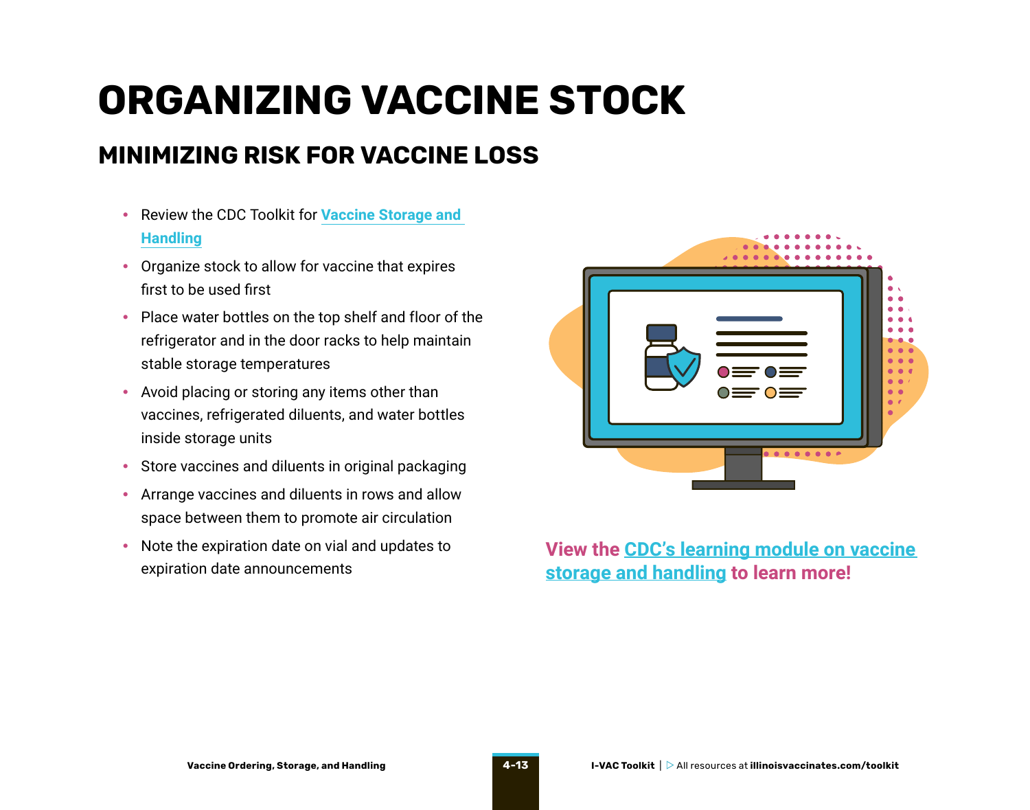# ORGANIZING VACCINE STOCK

## MINIMIZING RISK FOR VACCINE LOSS

- Review the CDC Toolkit for **Vaccine Storage and Handling**
- Organize stock to allow for vaccine that expires first to be used first
- Place water bottles on the top shelf and floor of the refrigerator and in the door racks to help maintain stable storage temperatures
- Avoid placing or storing any items other than vaccines, refrigerated diluents, and water bottles inside storage units
- Store vaccines and diluents in original packaging
- Arrange vaccines and diluents in rows and allow space between them to promote air circulation
- Note the expiration date on vial and updates to expiration date announcements

**View the CDC's learning module on vaccine storage and handling to learn more!**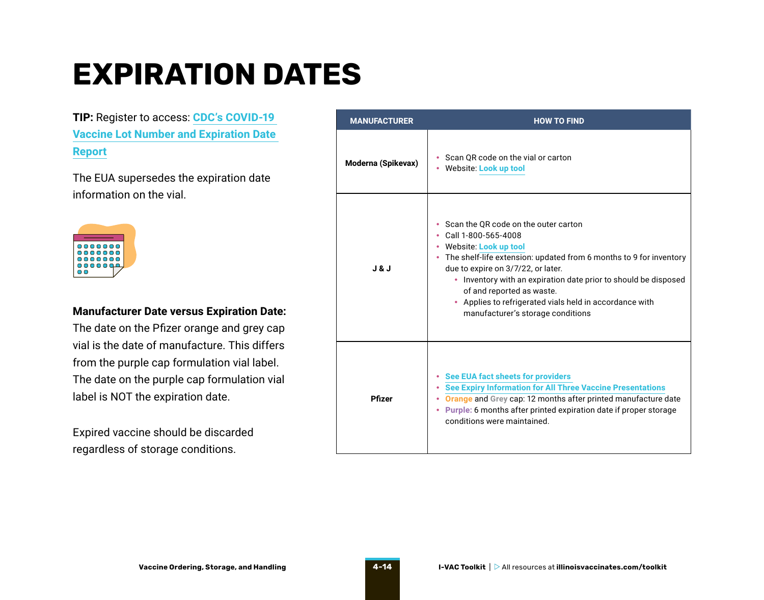# EXPIRATION DATES

**TIP:** Register to access: CDC's COVID-19 Vaccine Lot Number and Expiration Date Report

The EUA supersedes the expiration date information on the vial.

**Manufacturer Date versus Expiration Date:** The date on the Pfizer orange and grey cap vial is the date of manufacture. This differs from the purple cap formulation vial label. The date on the purple cap formulation vial label is NOT the expiration date.

Expired vaccine should be discarded regardless of storage conditions.

| MANUFACTURER | HOW TO FIND |
| --- | --- |
| **Moderna (Spikevax)** | • Scan QR code on the vial or carton<br>• Website: Look up tool |
| **J & J** | • Scan the QR code on the outer carton<br>• Call 1-800-565-4008<br>• Website: Look up tool<br>• The shelf-life extension: updated from 6 months to 9 for inventory due to expire on 3/7/22, or later.<br>  • Inventory with an expiration date prior to should be disposed of and reported as waste.<br>  • Applies to refrigerated vials held in accordance with manufacturer's storage conditions |
| **Pfizer** | • See EUA fact sheets for providers<br>• See Expiry Information for All Three Vaccine Presentations<br>• Orange and Grey cap: 12 months after printed manufacture date<br>• Purple: 6 months after printed expiration date if proper storage conditions were maintained. |